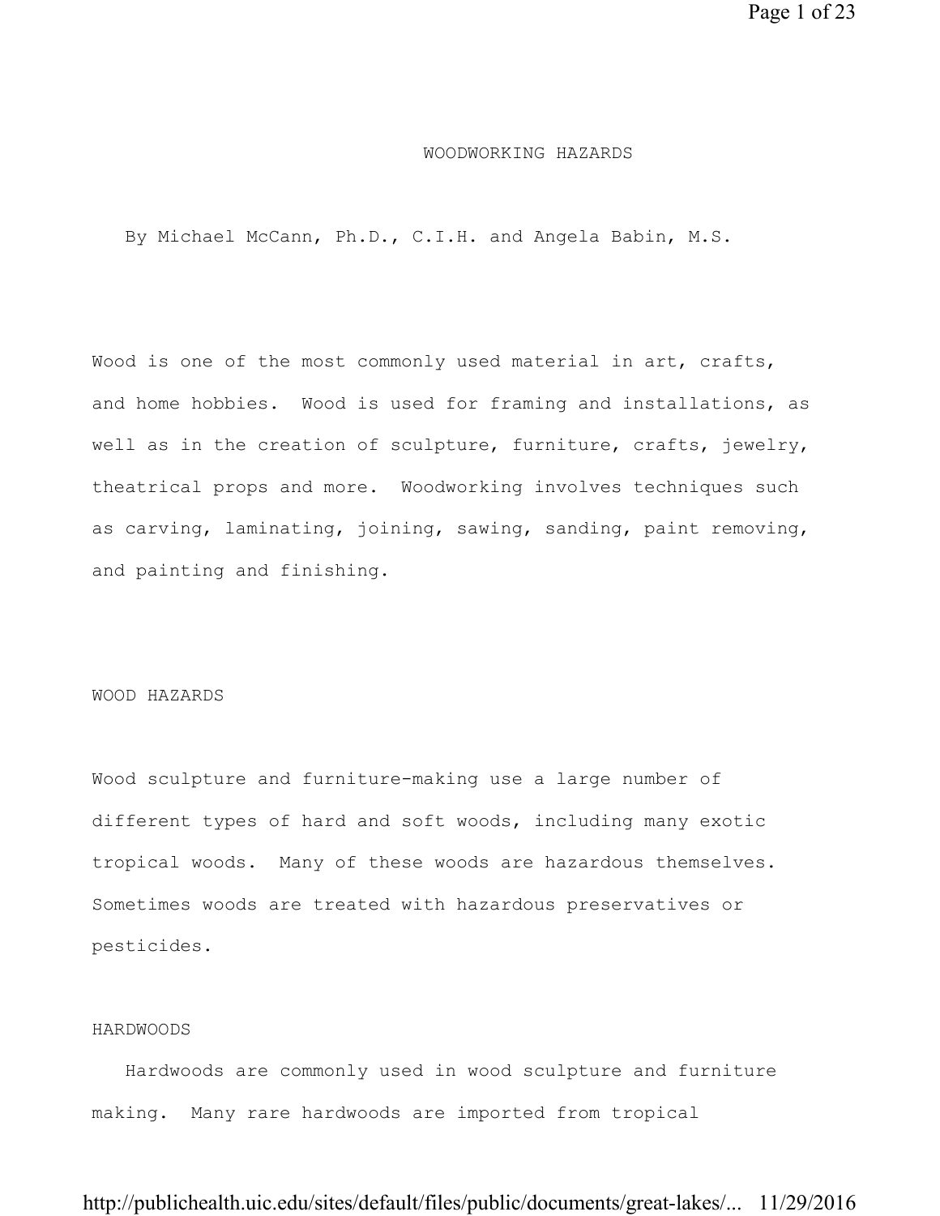# WOODWORKING HAZARDS

By Michael McCann, Ph.D., C.I.H. and Angela Babin, M.S.

Wood is one of the most commonly used material in art, crafts, and home hobbies. Wood is used for framing and installations, as well as in the creation of sculpture, furniture, crafts, jewelry, theatrical props and more. Woodworking involves techniques such as carving, laminating, joining, sawing, sanding, paint removing, and painting and finishing.

## WOOD HAZARDS

Wood sculpture and furniture-making use a large number of different types of hard and soft woods, including many exotic tropical woods. Many of these woods are hazardous themselves. Sometimes woods are treated with hazardous preservatives or pesticides.

### HARDWOODS

Hardwoods are commonly used in wood sculpture and furniture making. Many rare hardwoods are imported from tropical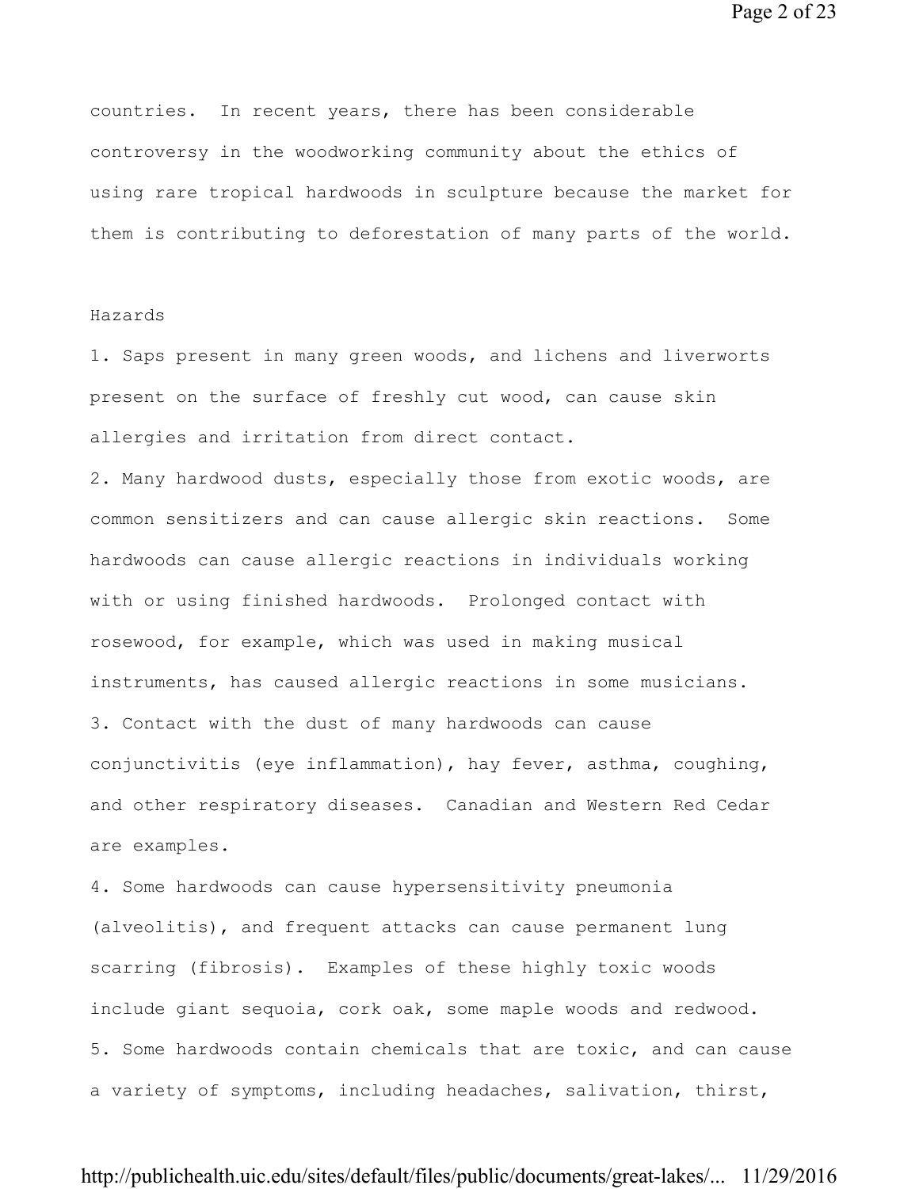countries. In recent years, there has been considerable controversy in the woodworking community about the ethics of using rare tropical hardwoods in sculpture because the market for them is contributing to deforestation of many parts of the world.

## Hazards

1. Saps present in many green woods, and lichens and liverworts present on the surface of freshly cut wood, can cause skin allergies and irritation from direct contact.
2. Many hardwood dusts, especially those from exotic woods, are common sensitizers and can cause allergic skin reactions. Some hardwoods can cause allergic reactions in individuals working with or using finished hardwoods. Prolonged contact with rosewood, for example, which was used in making musical instruments, has caused allergic reactions in some musicians.
3. Contact with the dust of many hardwoods can cause conjunctivitis (eye inflammation), hay fever, asthma, coughing, and other respiratory diseases. Canadian and Western Red Cedar are examples.
4. Some hardwoods can cause hypersensitivity pneumonia (alveolitis), and frequent attacks can cause permanent lung scarring (fibrosis). Examples of these highly toxic woods include giant sequoia, cork oak, some maple woods and redwood.
5. Some hardwoods contain chemicals that are toxic, and can cause a variety of symptoms, including headaches, salivation, thirst,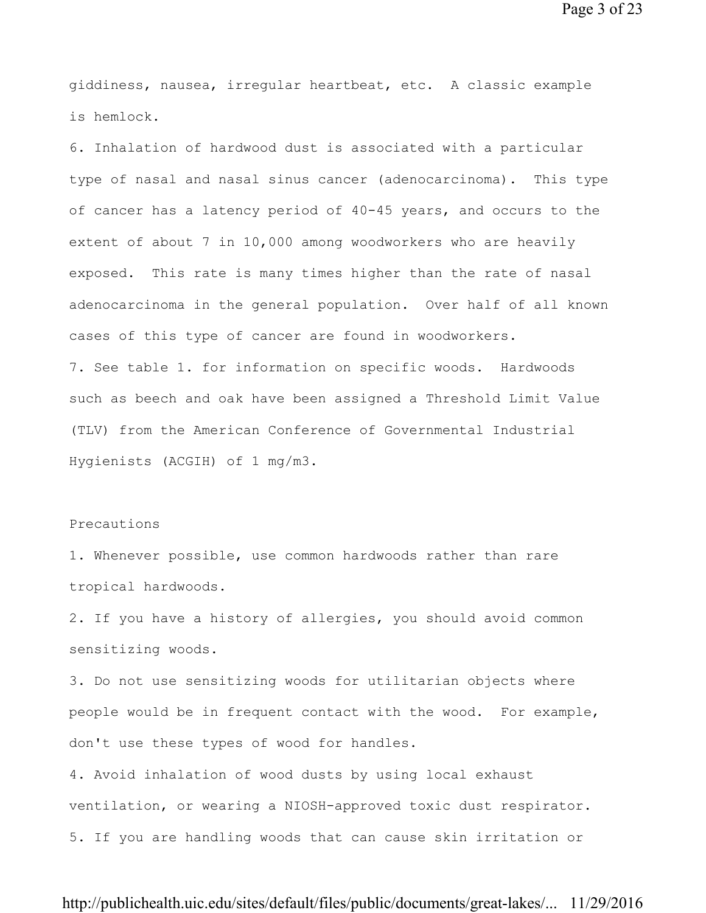giddiness, nausea, irregular heartbeat, etc. A classic example is hemlock.

6. Inhalation of hardwood dust is associated with a particular type of nasal and nasal sinus cancer (adenocarcinoma). This type of cancer has a latency period of 40-45 years, and occurs to the extent of about 7 in 10,000 among woodworkers who are heavily exposed. This rate is many times higher than the rate of nasal adenocarcinoma in the general population. Over half of all known cases of this type of cancer are found in woodworkers.

7. See table 1. for information on specific woods. Hardwoods such as beech and oak have been assigned a Threshold Limit Value (TLV) from the American Conference of Governmental Industrial Hygienists (ACGIH) of 1 mg/m3.

Precautions

1. Whenever possible, use common hardwoods rather than rare tropical hardwoods.
2. If you have a history of allergies, you should avoid common sensitizing woods.
3. Do not use sensitizing woods for utilitarian objects where people would be in frequent contact with the wood. For example, don't use these types of wood for handles.
4. Avoid inhalation of wood dusts by using local exhaust ventilation, or wearing a NIOSH-approved toxic dust respirator.
5. If you are handling woods that can cause skin irritation or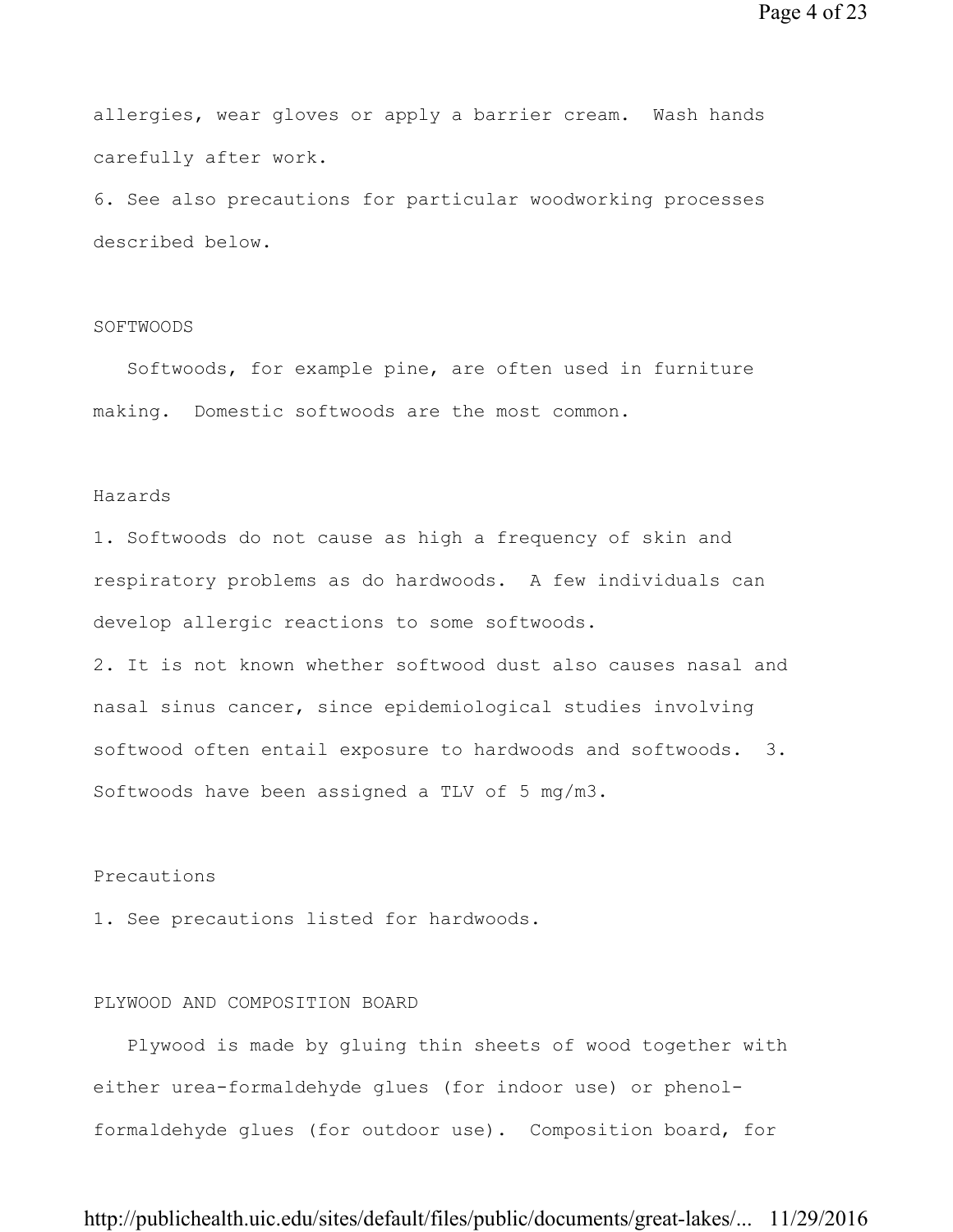allergies, wear gloves or apply a barrier cream. Wash hands carefully after work.

6. See also precautions for particular woodworking processes described below.

## SOFTWOODS

Softwoods, for example pine, are often used in furniture making. Domestic softwoods are the most common.

### Hazards

1. Softwoods do not cause as high a frequency of skin and respiratory problems as do hardwoods. A few individuals can develop allergic reactions to some softwoods.
2. It is not known whether softwood dust also causes nasal and nasal sinus cancer, since epidemiological studies involving softwood often entail exposure to hardwoods and softwoods.
3. Softwoods have been assigned a TLV of 5 mg/m3.

### Precautions

1. See precautions listed for hardwoods.

## PLYWOOD AND COMPOSITION BOARD

Plywood is made by gluing thin sheets of wood together with either urea-formaldehyde glues (for indoor use) or phenol-formaldehyde glues (for outdoor use). Composition board, for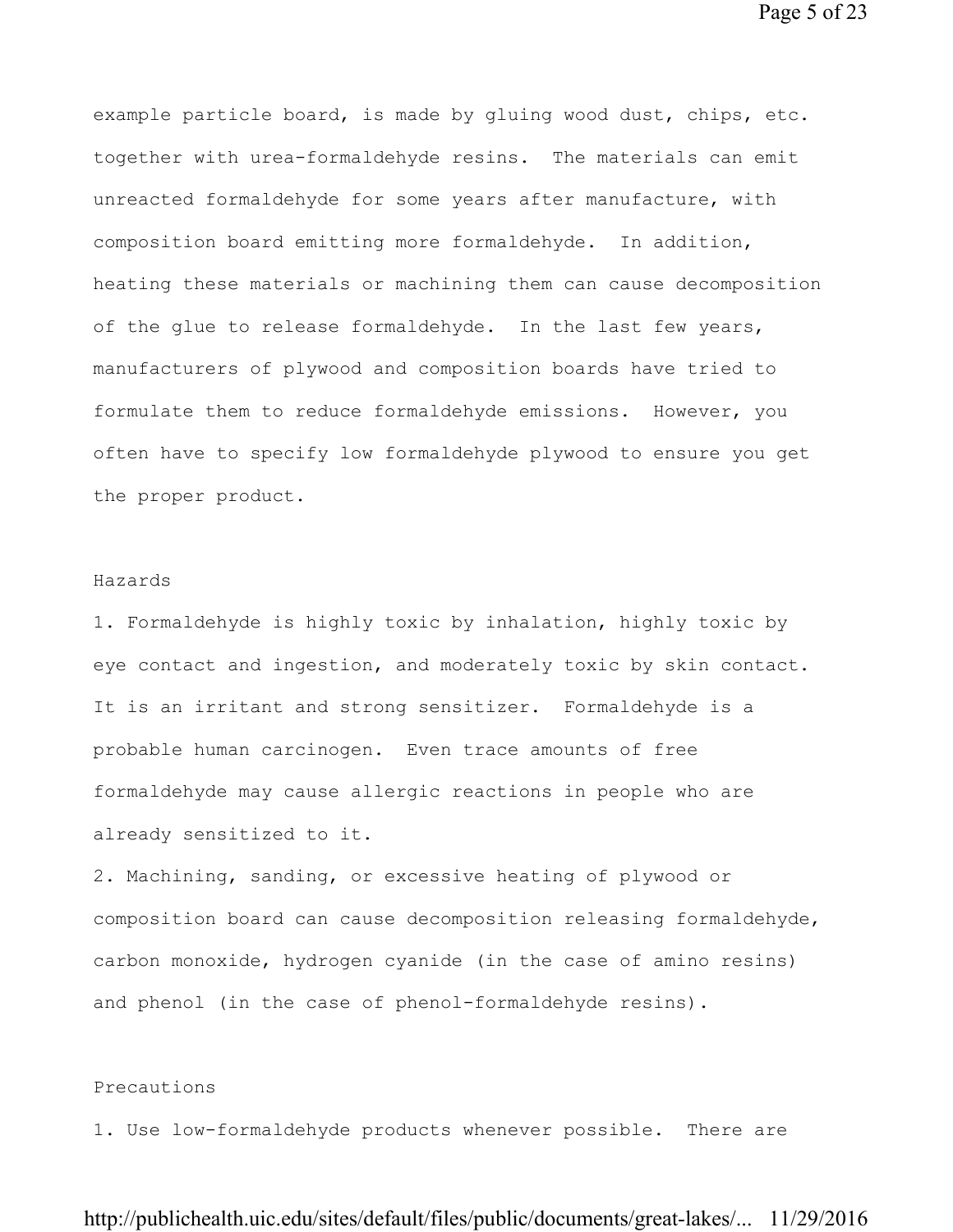example particle board, is made by gluing wood dust, chips, etc. together with urea-formaldehyde resins. The materials can emit unreacted formaldehyde for some years after manufacture, with composition board emitting more formaldehyde. In addition, heating these materials or machining them can cause decomposition of the glue to release formaldehyde. In the last few years, manufacturers of plywood and composition boards have tried to formulate them to reduce formaldehyde emissions. However, you often have to specify low formaldehyde plywood to ensure you get the proper product.

## Hazards

1. Formaldehyde is highly toxic by inhalation, highly toxic by eye contact and ingestion, and moderately toxic by skin contact. It is an irritant and strong sensitizer. Formaldehyde is a probable human carcinogen. Even trace amounts of free formaldehyde may cause allergic reactions in people who are already sensitized to it.
2. Machining, sanding, or excessive heating of plywood or composition board can cause decomposition releasing formaldehyde, carbon monoxide, hydrogen cyanide (in the case of amino resins) and phenol (in the case of phenol-formaldehyde resins).

## Precautions

1. Use low-formaldehyde products whenever possible. There are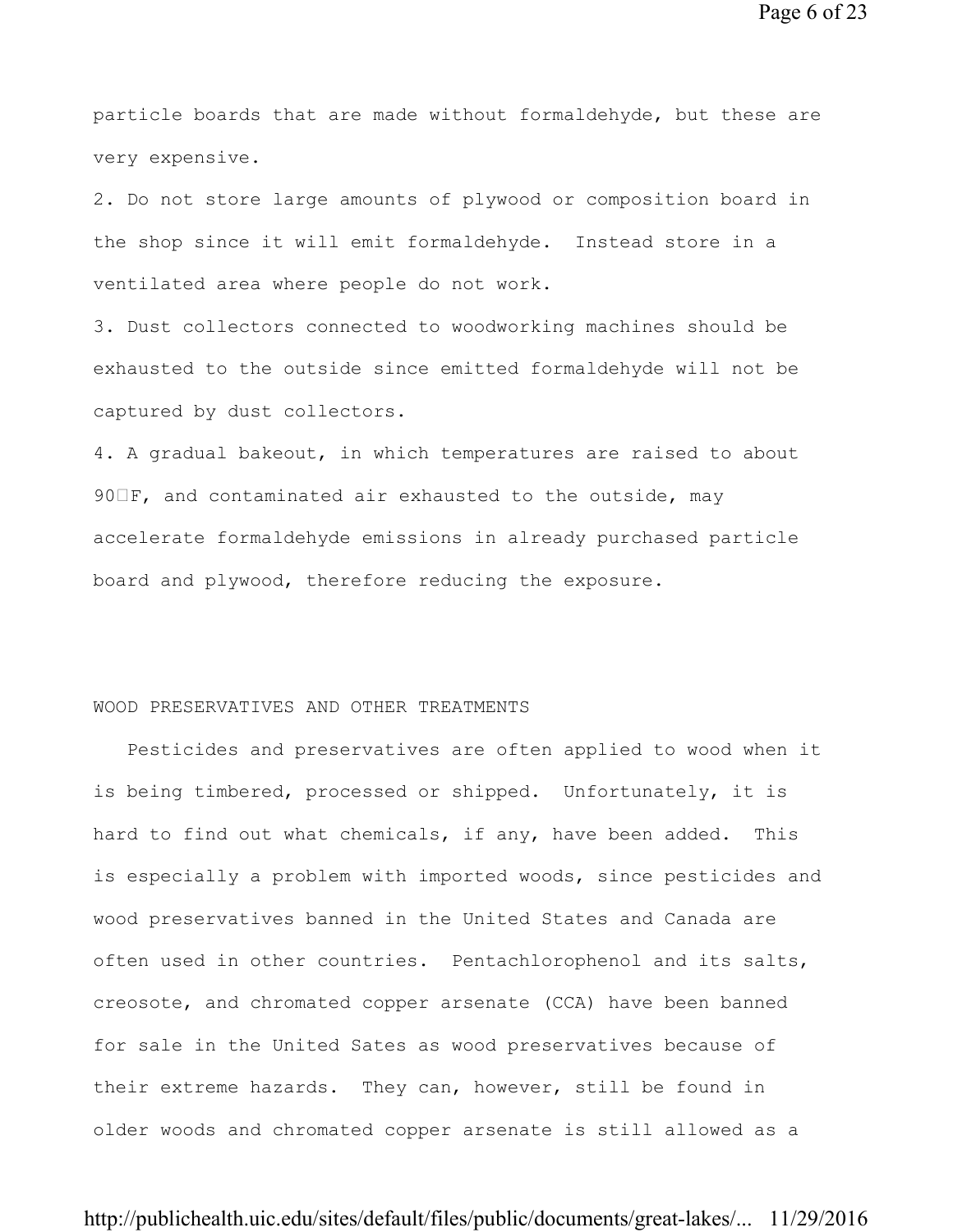particle boards that are made without formaldehyde, but these are very expensive.

2. Do not store large amounts of plywood or composition board in the shop since it will emit formaldehyde. Instead store in a ventilated area where people do not work.

3. Dust collectors connected to woodworking machines should be exhausted to the outside since emitted formaldehyde will not be captured by dust collectors.

4. A gradual bakeout, in which temperatures are raised to about 90°F, and contaminated air exhausted to the outside, may accelerate formaldehyde emissions in already purchased particle board and plywood, therefore reducing the exposure.

## WOOD PRESERVATIVES AND OTHER TREATMENTS

Pesticides and preservatives are often applied to wood when it is being timbered, processed or shipped. Unfortunately, it is hard to find out what chemicals, if any, have been added. This is especially a problem with imported woods, since pesticides and wood preservatives banned in the United States and Canada are often used in other countries. Pentachlorophenol and its salts, creosote, and chromated copper arsenate (CCA) have been banned for sale in the United Sates as wood preservatives because of their extreme hazards. They can, however, still be found in older woods and chromated copper arsenate is still allowed as a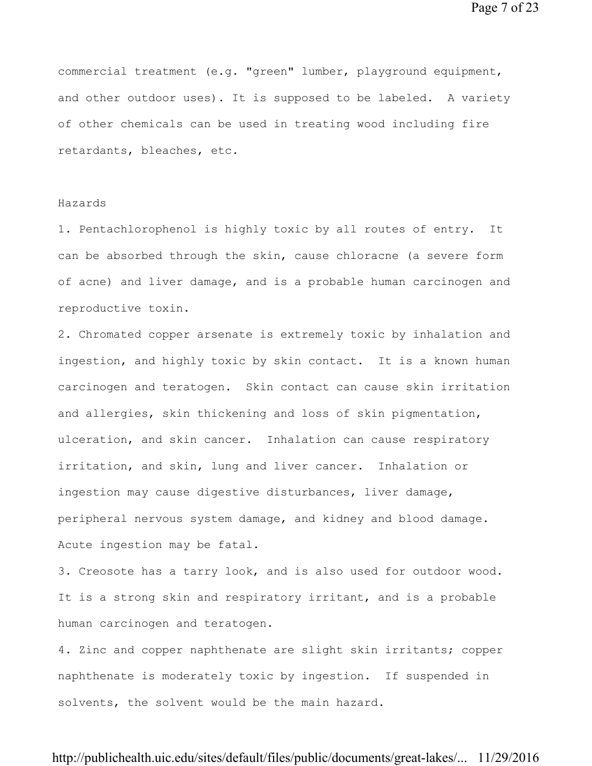commercial treatment (e.g. "green" lumber, playground equipment, and other outdoor uses). It is supposed to be labeled. A variety of other chemicals can be used in treating wood including fire retardants, bleaches, etc.

Hazards

1. Pentachlorophenol is highly toxic by all routes of entry. It can be absorbed through the skin, cause chloracne (a severe form of acne) and liver damage, and is a probable human carcinogen and reproductive toxin.
2. Chromated copper arsenate is extremely toxic by inhalation and ingestion, and highly toxic by skin contact. It is a known human carcinogen and teratogen. Skin contact can cause skin irritation and allergies, skin thickening and loss of skin pigmentation, ulceration, and skin cancer. Inhalation can cause respiratory irritation, and skin, lung and liver cancer. Inhalation or ingestion may cause digestive disturbances, liver damage, peripheral nervous system damage, and kidney and blood damage. Acute ingestion may be fatal.
3. Creosote has a tarry look, and is also used for outdoor wood. It is a strong skin and respiratory irritant, and is a probable human carcinogen and teratogen.
4. Zinc and copper naphthenate are slight skin irritants; copper naphthenate is moderately toxic by ingestion. If suspended in solvents, the solvent would be the main hazard.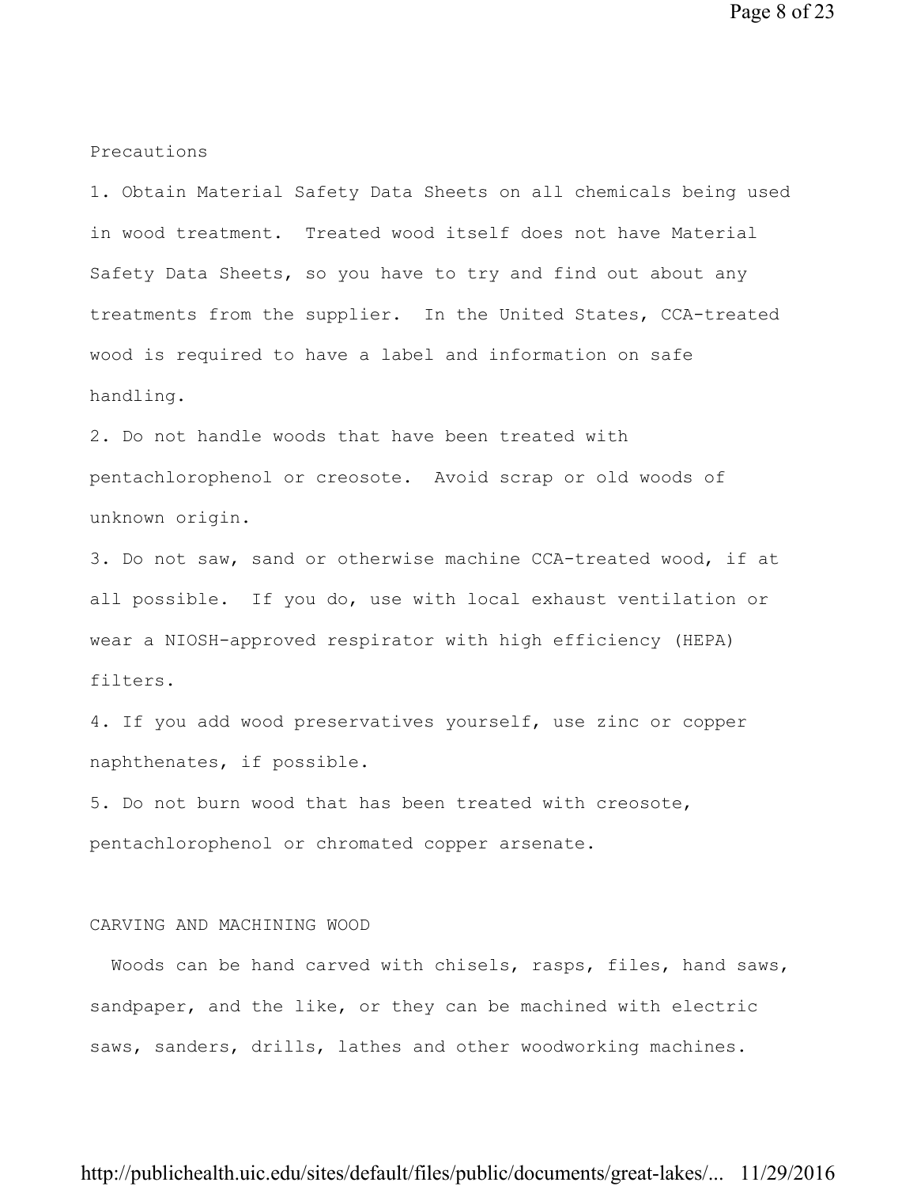Precautions

1. Obtain Material Safety Data Sheets on all chemicals being used in wood treatment. Treated wood itself does not have Material Safety Data Sheets, so you have to try and find out about any treatments from the supplier. In the United States, CCA-treated wood is required to have a label and information on safe handling.
2. Do not handle woods that have been treated with pentachlorophenol or creosote. Avoid scrap or old woods of unknown origin.
3. Do not saw, sand or otherwise machine CCA-treated wood, if at all possible. If you do, use with local exhaust ventilation or wear a NIOSH-approved respirator with high efficiency (HEPA) filters.
4. If you add wood preservatives yourself, use zinc or copper naphthenates, if possible.
5. Do not burn wood that has been treated with creosote, pentachlorophenol or chromated copper arsenate.

## CARVING AND MACHINING WOOD

Woods can be hand carved with chisels, rasps, files, hand saws, sandpaper, and the like, or they can be machined with electric saws, sanders, drills, lathes and other woodworking machines.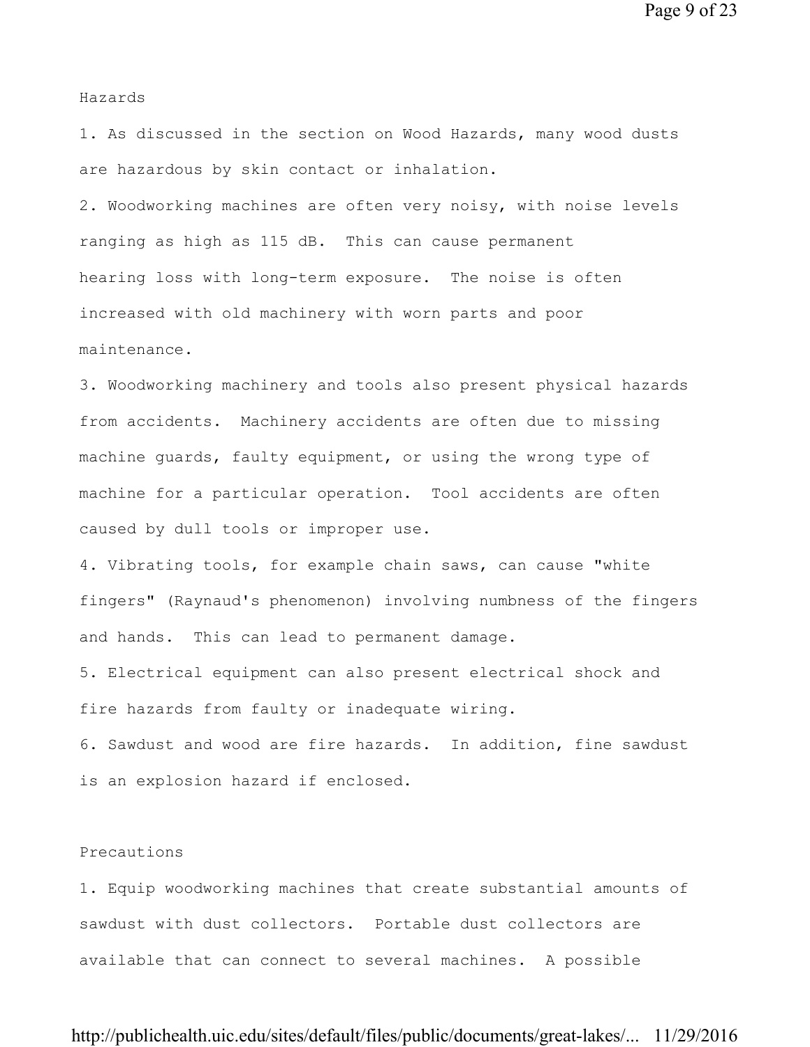Hazards

1. As discussed in the section on Wood Hazards, many wood dusts are hazardous by skin contact or inhalation.
2. Woodworking machines are often very noisy, with noise levels ranging as high as 115 dB. This can cause permanent hearing loss with long-term exposure. The noise is often increased with old machinery with worn parts and poor maintenance.
3. Woodworking machinery and tools also present physical hazards from accidents. Machinery accidents are often due to missing machine guards, faulty equipment, or using the wrong type of machine for a particular operation. Tool accidents are often caused by dull tools or improper use.
4. Vibrating tools, for example chain saws, can cause "white fingers" (Raynaud's phenomenon) involving numbness of the fingers and hands. This can lead to permanent damage.
5. Electrical equipment can also present electrical shock and fire hazards from faulty or inadequate wiring.
6. Sawdust and wood are fire hazards. In addition, fine sawdust is an explosion hazard if enclosed.

Precautions

1. Equip woodworking machines that create substantial amounts of sawdust with dust collectors. Portable dust collectors are available that can connect to several machines. A possible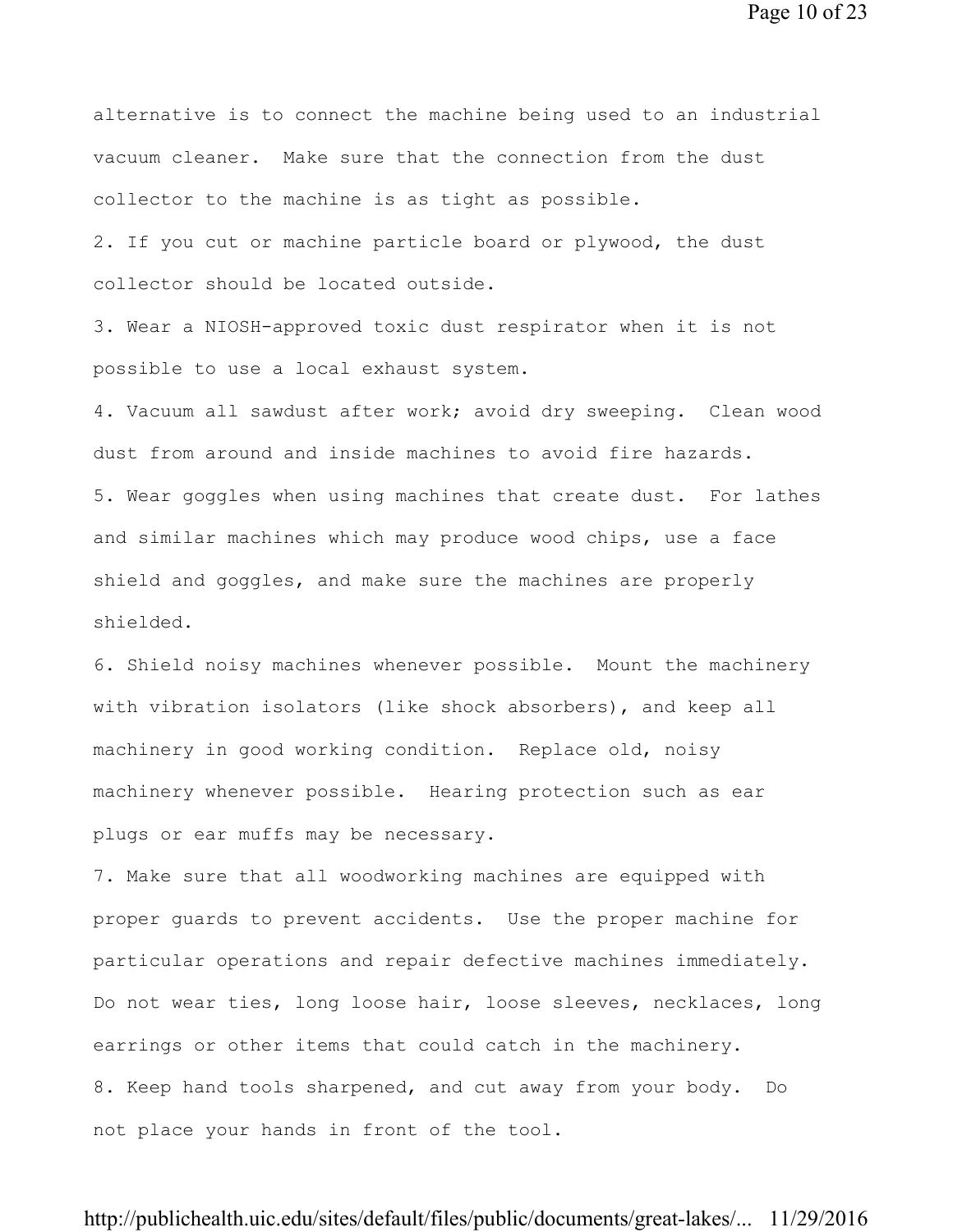alternative is to connect the machine being used to an industrial vacuum cleaner. Make sure that the connection from the dust collector to the machine is as tight as possible.

2. If you cut or machine particle board or plywood, the dust collector should be located outside.

3. Wear a NIOSH-approved toxic dust respirator when it is not possible to use a local exhaust system.

4. Vacuum all sawdust after work; avoid dry sweeping. Clean wood dust from around and inside machines to avoid fire hazards.

5. Wear goggles when using machines that create dust. For lathes and similar machines which may produce wood chips, use a face shield and goggles, and make sure the machines are properly shielded.

6. Shield noisy machines whenever possible. Mount the machinery with vibration isolators (like shock absorbers), and keep all machinery in good working condition. Replace old, noisy machinery whenever possible. Hearing protection such as ear plugs or ear muffs may be necessary.

7. Make sure that all woodworking machines are equipped with proper guards to prevent accidents. Use the proper machine for particular operations and repair defective machines immediately. Do not wear ties, long loose hair, loose sleeves, necklaces, long earrings or other items that could catch in the machinery.

8. Keep hand tools sharpened, and cut away from your body. Do not place your hands in front of the tool.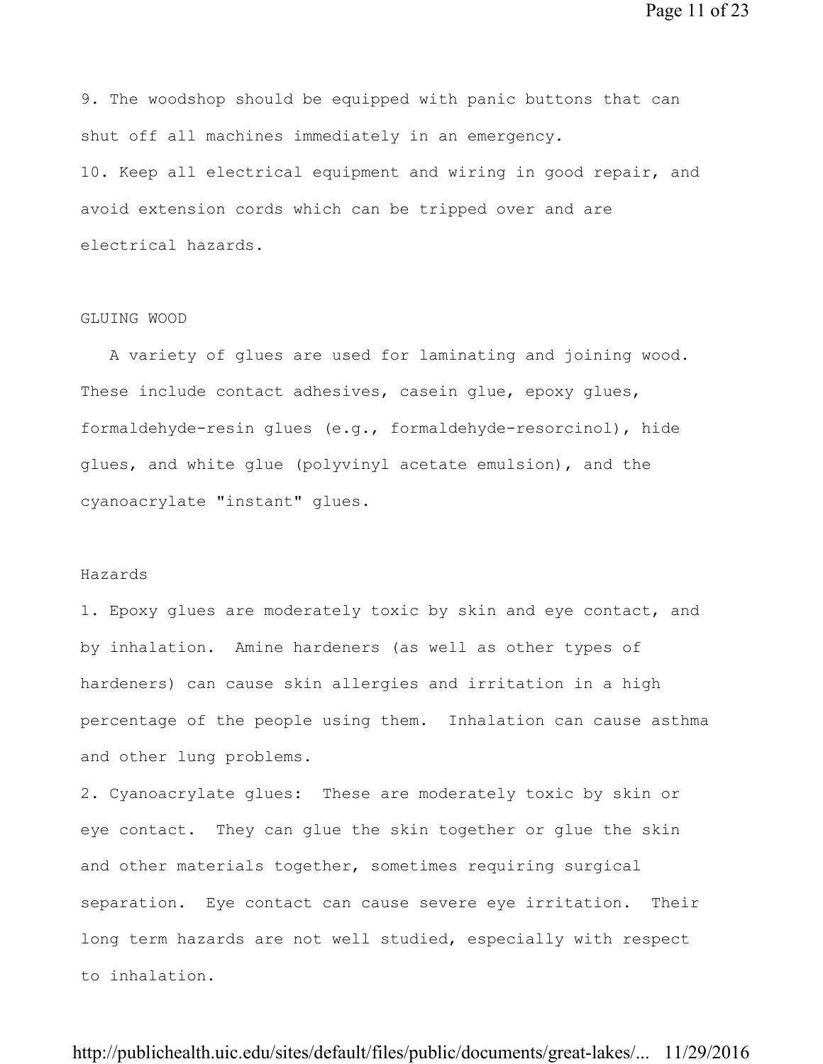9. The woodshop should be equipped with panic buttons that can shut off all machines immediately in an emergency.

10. Keep all electrical equipment and wiring in good repair, and avoid extension cords which can be tripped over and are electrical hazards.

## GLUING WOOD

A variety of glues are used for laminating and joining wood. These include contact adhesives, casein glue, epoxy glues, formaldehyde-resin glues (e.g., formaldehyde-resorcinol), hide glues, and white glue (polyvinyl acetate emulsion), and the cyanoacrylate "instant" glues.

### Hazards

1. Epoxy glues are moderately toxic by skin and eye contact, and by inhalation. Amine hardeners (as well as other types of hardeners) can cause skin allergies and irritation in a high percentage of the people using them. Inhalation can cause asthma and other lung problems.

2. Cyanoacrylate glues: These are moderately toxic by skin or eye contact. They can glue the skin together or glue the skin and other materials together, sometimes requiring surgical separation. Eye contact can cause severe eye irritation. Their long term hazards are not well studied, especially with respect to inhalation.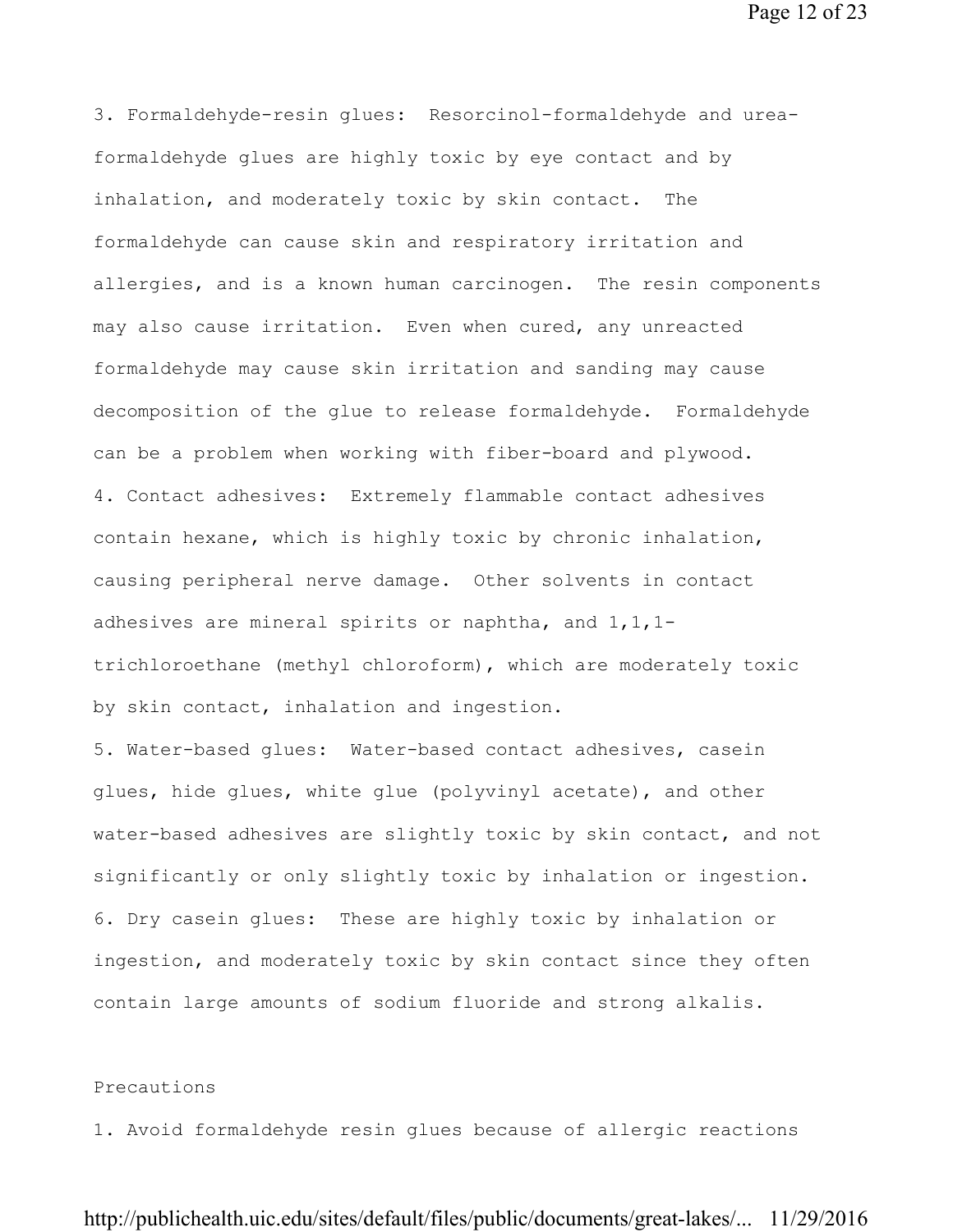3. Formaldehyde-resin glues: Resorcinol-formaldehyde and urea-formaldehyde glues are highly toxic by eye contact and by inhalation, and moderately toxic by skin contact. The formaldehyde can cause skin and respiratory irritation and allergies, and is a known human carcinogen. The resin components may also cause irritation. Even when cured, any unreacted formaldehyde may cause skin irritation and sanding may cause decomposition of the glue to release formaldehyde. Formaldehyde can be a problem when working with fiber-board and plywood.

4. Contact adhesives: Extremely flammable contact adhesives contain hexane, which is highly toxic by chronic inhalation, causing peripheral nerve damage. Other solvents in contact adhesives are mineral spirits or naphtha, and 1,1,1-trichloroethane (methyl chloroform), which are moderately toxic by skin contact, inhalation and ingestion.

5. Water-based glues: Water-based contact adhesives, casein glues, hide glues, white glue (polyvinyl acetate), and other water-based adhesives are slightly toxic by skin contact, and not significantly or only slightly toxic by inhalation or ingestion.

6. Dry casein glues: These are highly toxic by inhalation or ingestion, and moderately toxic by skin contact since they often contain large amounts of sodium fluoride and strong alkalis.

Precautions

1. Avoid formaldehyde resin glues because of allergic reactions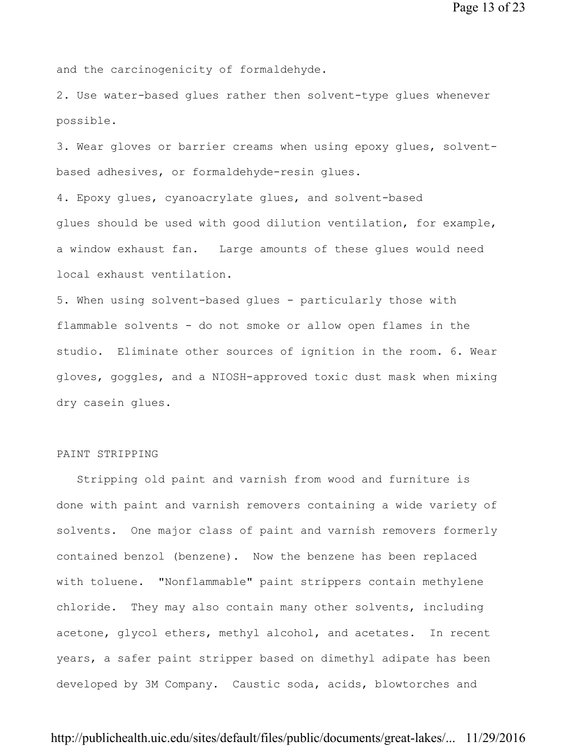and the carcinogenicity of formaldehyde.

2. Use water-based glues rather then solvent-type glues whenever possible.

3. Wear gloves or barrier creams when using epoxy glues, solvent-based adhesives, or formaldehyde-resin glues.

4. Epoxy glues, cyanoacrylate glues, and solvent-based glues should be used with good dilution ventilation, for example, a window exhaust fan. Large amounts of these glues would need local exhaust ventilation.

5. When using solvent-based glues - particularly those with flammable solvents - do not smoke or allow open flames in the studio. Eliminate other sources of ignition in the room. 6. Wear gloves, goggles, and a NIOSH-approved toxic dust mask when mixing dry casein glues.

## PAINT STRIPPING

Stripping old paint and varnish from wood and furniture is done with paint and varnish removers containing a wide variety of solvents. One major class of paint and varnish removers formerly contained benzol (benzene). Now the benzene has been replaced with toluene. "Nonflammable" paint strippers contain methylene chloride. They may also contain many other solvents, including acetone, glycol ethers, methyl alcohol, and acetates. In recent years, a safer paint stripper based on dimethyl adipate has been developed by 3M Company. Caustic soda, acids, blowtorches and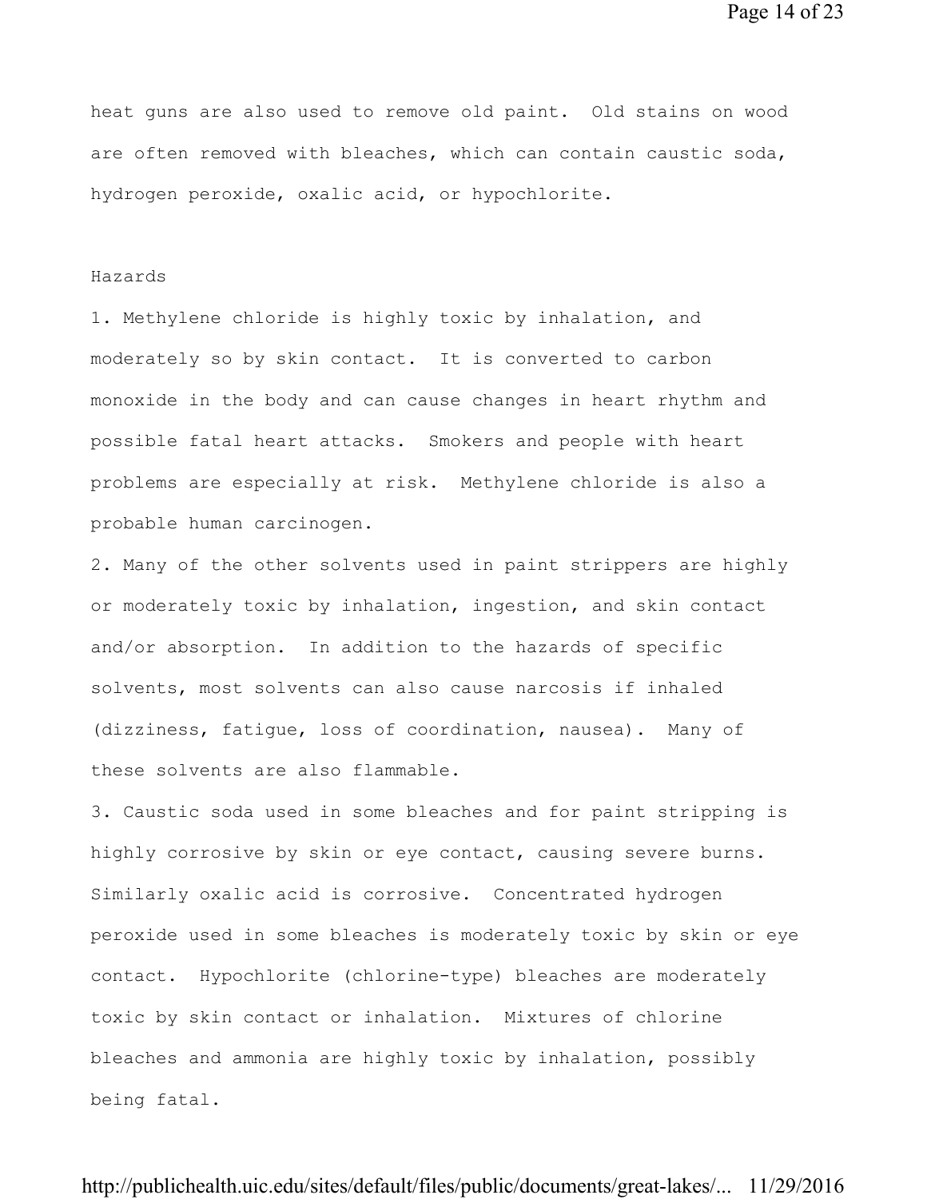heat guns are also used to remove old paint. Old stains on wood are often removed with bleaches, which can contain caustic soda, hydrogen peroxide, oxalic acid, or hypochlorite.

## Hazards

1. Methylene chloride is highly toxic by inhalation, and moderately so by skin contact. It is converted to carbon monoxide in the body and can cause changes in heart rhythm and possible fatal heart attacks. Smokers and people with heart problems are especially at risk. Methylene chloride is also a probable human carcinogen.
2. Many of the other solvents used in paint strippers are highly or moderately toxic by inhalation, ingestion, and skin contact and/or absorption. In addition to the hazards of specific solvents, most solvents can also cause narcosis if inhaled (dizziness, fatigue, loss of coordination, nausea). Many of these solvents are also flammable.
3. Caustic soda used in some bleaches and for paint stripping is highly corrosive by skin or eye contact, causing severe burns. Similarly oxalic acid is corrosive. Concentrated hydrogen peroxide used in some bleaches is moderately toxic by skin or eye contact. Hypochlorite (chlorine-type) bleaches are moderately toxic by skin contact or inhalation. Mixtures of chlorine bleaches and ammonia are highly toxic by inhalation, possibly being fatal.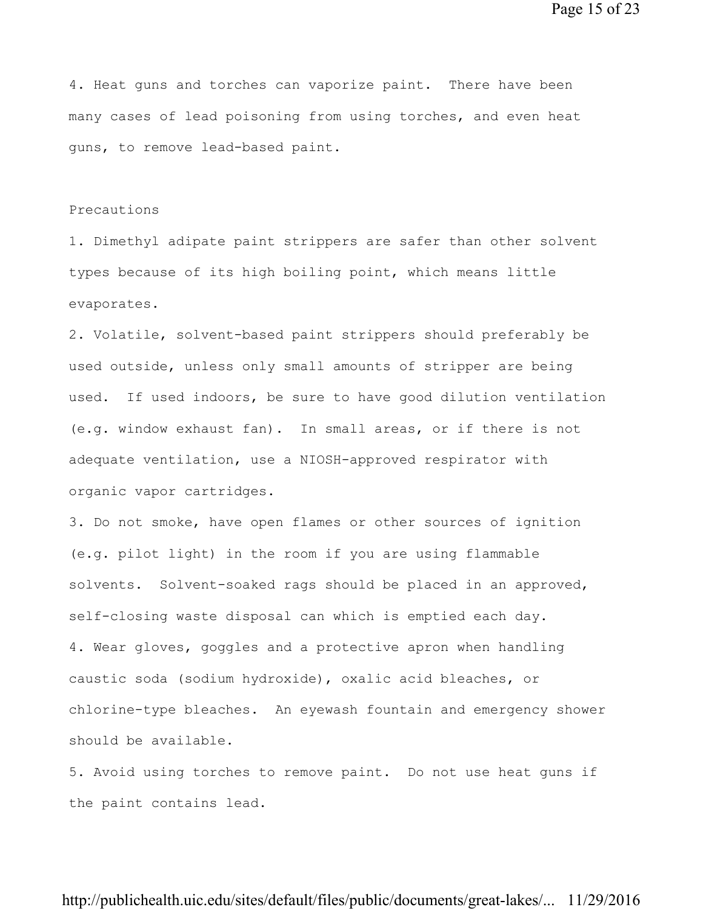4. Heat guns and torches can vaporize paint. There have been many cases of lead poisoning from using torches, and even heat guns, to remove lead-based paint.

Precautions

1. Dimethyl adipate paint strippers are safer than other solvent types because of its high boiling point, which means little evaporates.
2. Volatile, solvent-based paint strippers should preferably be used outside, unless only small amounts of stripper are being used. If used indoors, be sure to have good dilution ventilation (e.g. window exhaust fan). In small areas, or if there is not adequate ventilation, use a NIOSH-approved respirator with organic vapor cartridges.
3. Do not smoke, have open flames or other sources of ignition (e.g. pilot light) in the room if you are using flammable solvents. Solvent-soaked rags should be placed in an approved, self-closing waste disposal can which is emptied each day.
4. Wear gloves, goggles and a protective apron when handling caustic soda (sodium hydroxide), oxalic acid bleaches, or chlorine-type bleaches. An eyewash fountain and emergency shower should be available.
5. Avoid using torches to remove paint. Do not use heat guns if the paint contains lead.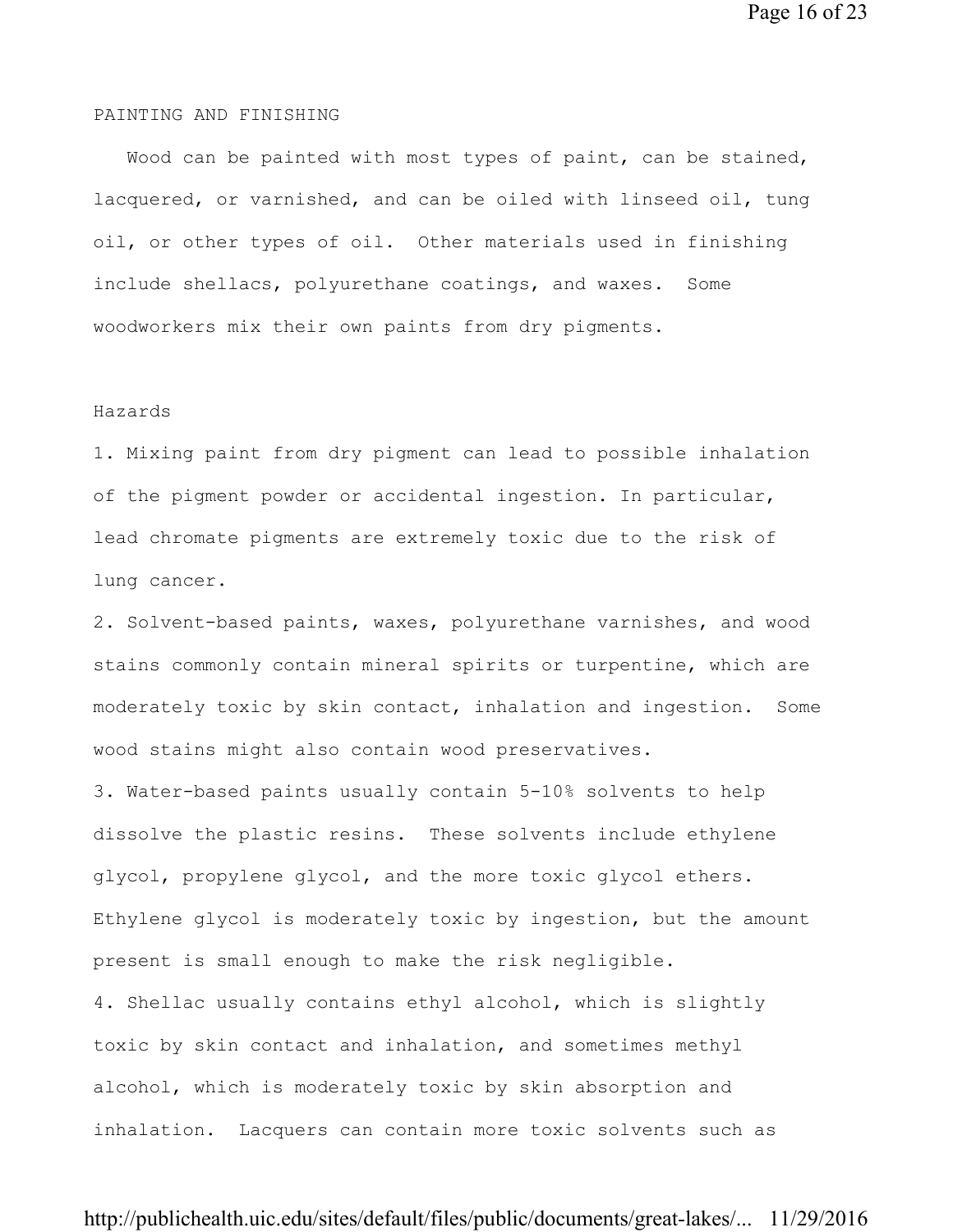## PAINTING AND FINISHING

Wood can be painted with most types of paint, can be stained, lacquered, or varnished, and can be oiled with linseed oil, tung oil, or other types of oil. Other materials used in finishing include shellacs, polyurethane coatings, and waxes. Some woodworkers mix their own paints from dry pigments.

### Hazards

1. Mixing paint from dry pigment can lead to possible inhalation of the pigment powder or accidental ingestion. In particular, lead chromate pigments are extremely toxic due to the risk of lung cancer.
2. Solvent-based paints, waxes, polyurethane varnishes, and wood stains commonly contain mineral spirits or turpentine, which are moderately toxic by skin contact, inhalation and ingestion. Some wood stains might also contain wood preservatives.
3. Water-based paints usually contain 5-10% solvents to help dissolve the plastic resins. These solvents include ethylene glycol, propylene glycol, and the more toxic glycol ethers. Ethylene glycol is moderately toxic by ingestion, but the amount present is small enough to make the risk negligible.
4. Shellac usually contains ethyl alcohol, which is slightly toxic by skin contact and inhalation, and sometimes methyl alcohol, which is moderately toxic by skin absorption and inhalation. Lacquers can contain more toxic solvents such as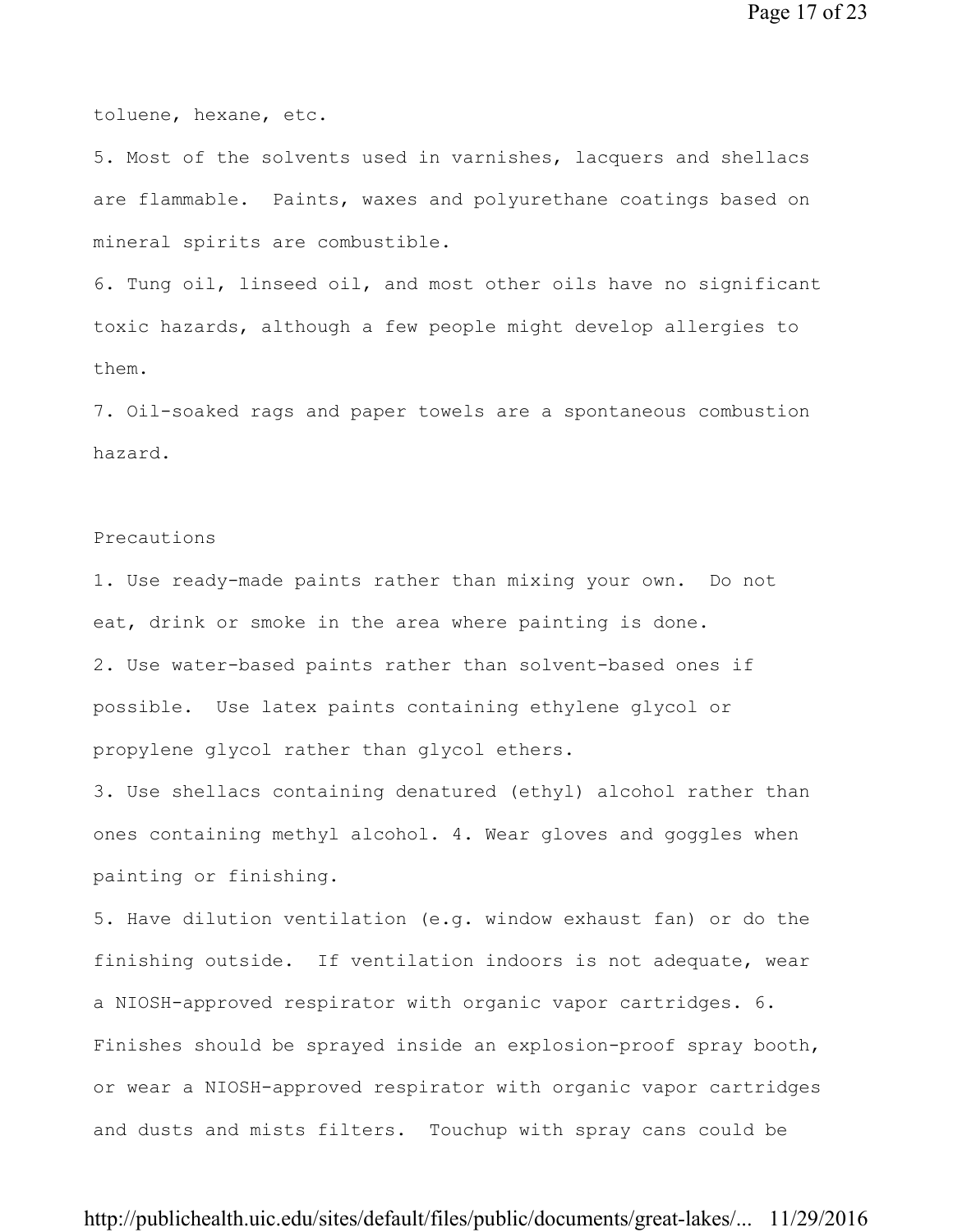toluene, hexane, etc.

5. Most of the solvents used in varnishes, lacquers and shellacs are flammable. Paints, waxes and polyurethane coatings based on mineral spirits are combustible.

6. Tung oil, linseed oil, and most other oils have no significant toxic hazards, although a few people might develop allergies to them.

7. Oil-soaked rags and paper towels are a spontaneous combustion hazard.

Precautions

1. Use ready-made paints rather than mixing your own. Do not eat, drink or smoke in the area where painting is done.

2. Use water-based paints rather than solvent-based ones if possible. Use latex paints containing ethylene glycol or propylene glycol rather than glycol ethers.

3. Use shellacs containing denatured (ethyl) alcohol rather than ones containing methyl alcohol. 4. Wear gloves and goggles when painting or finishing.

5. Have dilution ventilation (e.g. window exhaust fan) or do the finishing outside. If ventilation indoors is not adequate, wear a NIOSH-approved respirator with organic vapor cartridges. 6. Finishes should be sprayed inside an explosion-proof spray booth, or wear a NIOSH-approved respirator with organic vapor cartridges and dusts and mists filters. Touchup with spray cans could be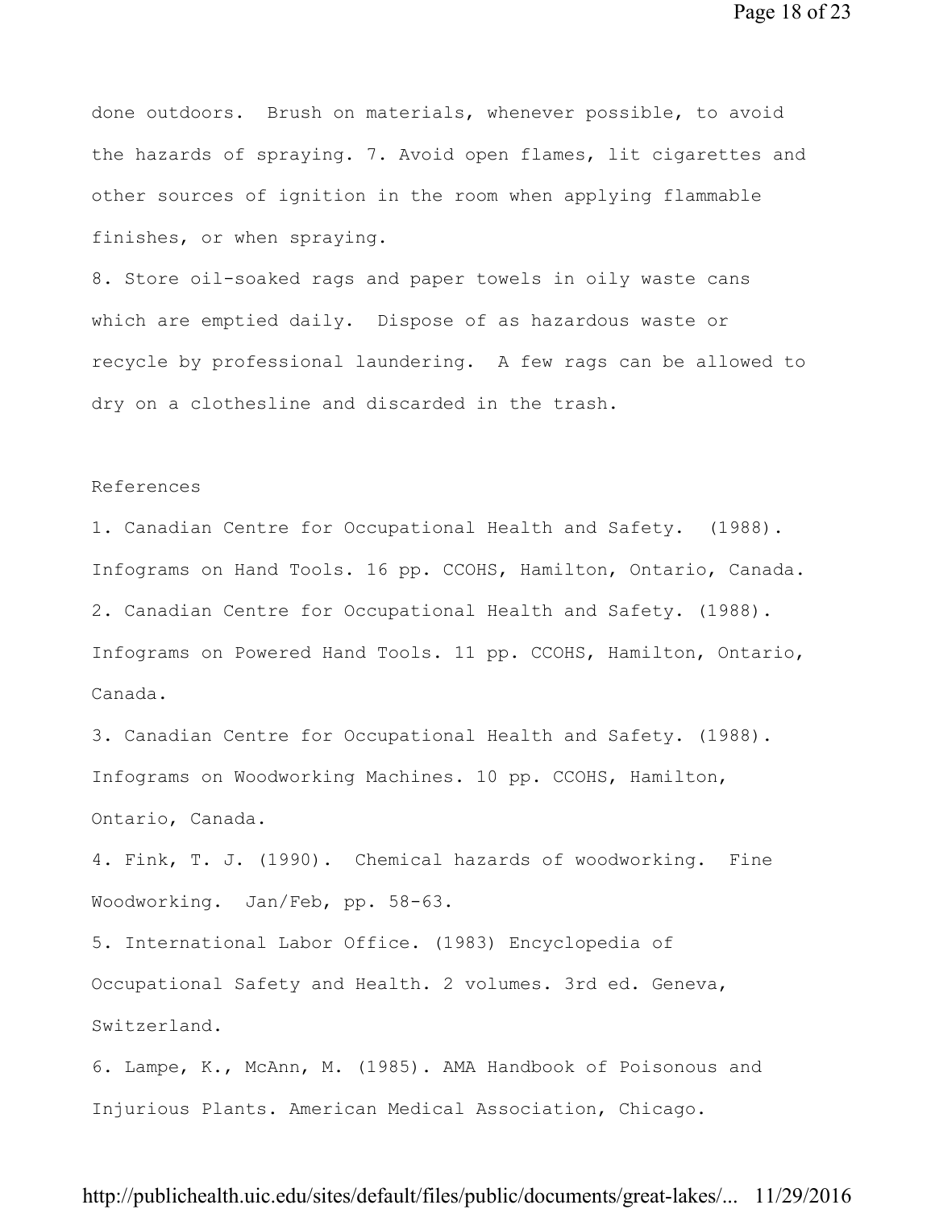done outdoors. Brush on materials, whenever possible, to avoid the hazards of spraying. 7. Avoid open flames, lit cigarettes and other sources of ignition in the room when applying flammable finishes, or when spraying.

8. Store oil-soaked rags and paper towels in oily waste cans which are emptied daily. Dispose of as hazardous waste or recycle by professional laundering. A few rags can be allowed to dry on a clothesline and discarded in the trash.

References

1. Canadian Centre for Occupational Health and Safety. (1988). Infograms on Hand Tools. 16 pp. CCOHS, Hamilton, Ontario, Canada.
2. Canadian Centre for Occupational Health and Safety. (1988). Infograms on Powered Hand Tools. 11 pp. CCOHS, Hamilton, Ontario, Canada.
3. Canadian Centre for Occupational Health and Safety. (1988). Infograms on Woodworking Machines. 10 pp. CCOHS, Hamilton, Ontario, Canada.
4. Fink, T. J. (1990). Chemical hazards of woodworking. Fine Woodworking. Jan/Feb, pp. 58-63.
5. International Labor Office. (1983) Encyclopedia of Occupational Safety and Health. 2 volumes. 3rd ed. Geneva, Switzerland.
6. Lampe, K., McAnn, M. (1985). AMA Handbook of Poisonous and Injurious Plants. American Medical Association, Chicago.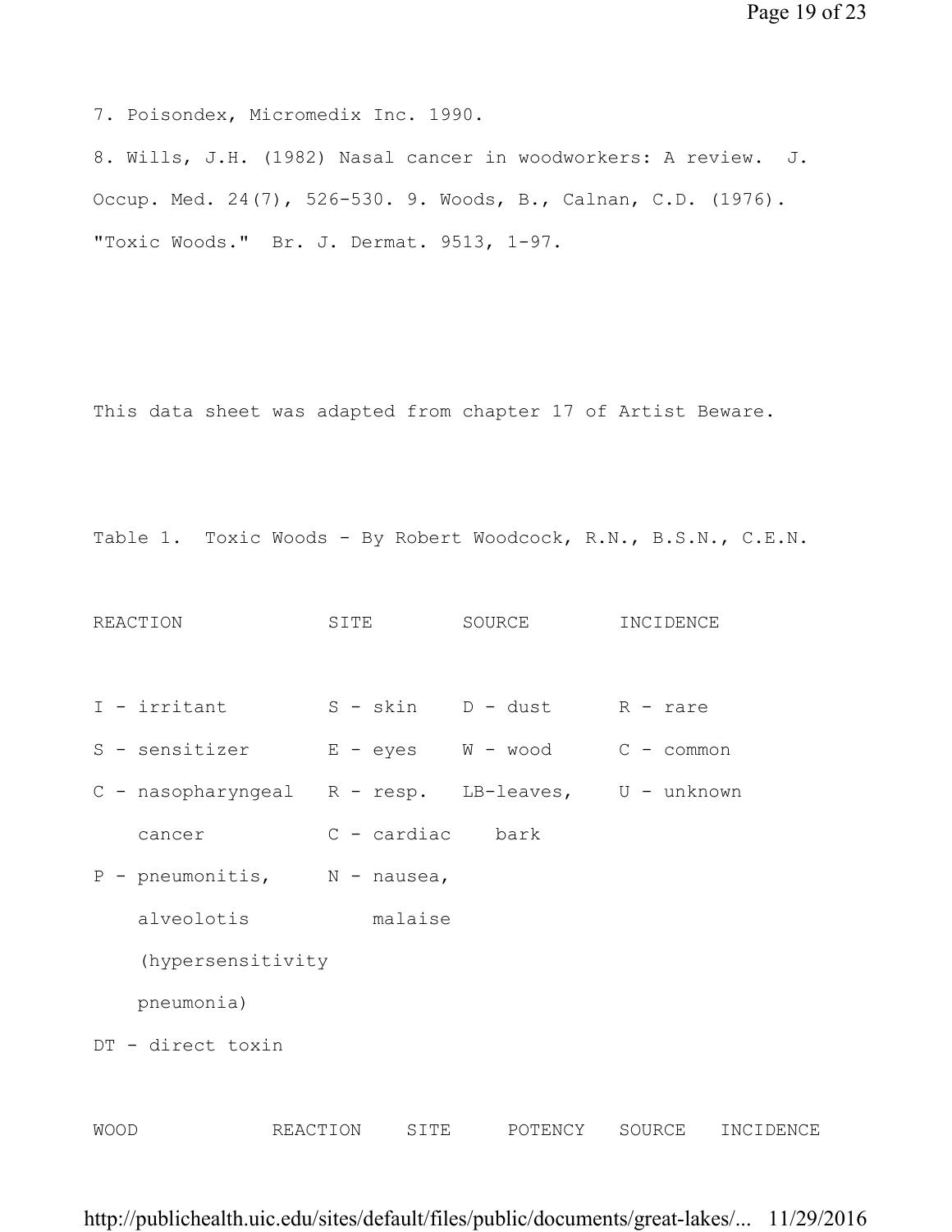7. Poisondex, Micromedix Inc. 1990.

8. Wills, J.H. (1982) Nasal cancer in woodworkers: A review. J. Occup. Med. 24(7), 526-530. 9. Woods, B., Calnan, C.D. (1976). "Toxic Woods." Br. J. Dermat. 9513, 1-97.

This data sheet was adapted from chapter 17 of Artist Beware.

Table 1. Toxic Woods - By Robert Woodcock, R.N., B.S.N., C.E.N.

| REACTION | SITE | SOURCE | INCIDENCE |
|---|---|---|---|
| I - irritant | S - skin | D - dust | R - rare |
| S - sensitizer | E - eyes | W - wood | C - common |
| C - nasopharyngeal cancer | R - resp. | LB-leaves, bark | U - unknown |
| P - pneumonitis, alveolotis (hypersensitivity pneumonia) | C - cardiac | | |
| DT - direct toxin | N - nausea, malaise | | |

| WOOD | REACTION | SITE | POTENCY | SOURCE | INCIDENCE |
|---|---|---|---|---|---|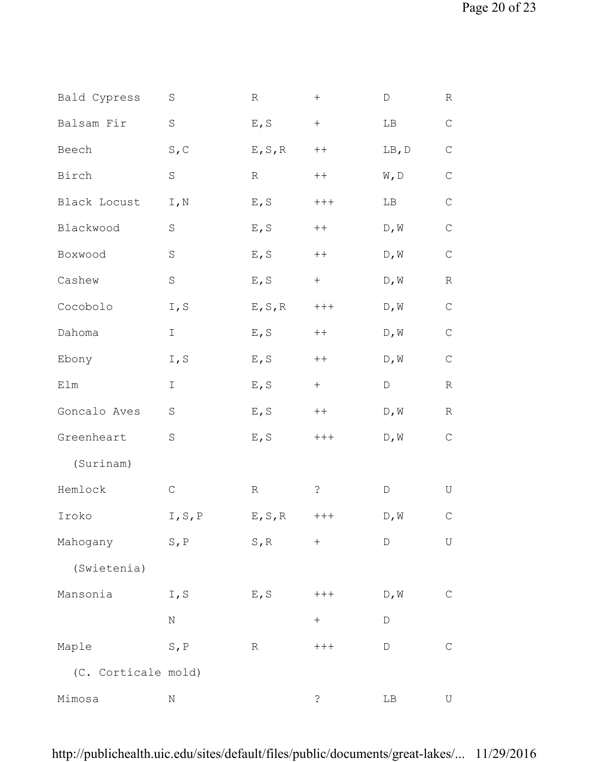| | | | | | |
|---|---|---|---|---|---|
| Bald Cypress | S | R | + | D | R |
| Balsam Fir | S | E,S | + | LB | C |
| Beech | S,C | E,S,R | ++ | LB,D | C |
| Birch | S | R | ++ | W,D | C |
| Black Locust | I,N | E,S | +++ | LB | C |
| Blackwood | S | E,S | ++ | D,W | C |
| Boxwood | S | E,S | ++ | D,W | C |
| Cashew | S | E,S | + | D,W | R |
| Cocobolo | I,S | E,S,R | +++ | D,W | C |
| Dahoma | I | E,S | ++ | D,W | C |
| Ebony | I,S | E,S | ++ | D,W | C |
| Elm | I | E,S | + | D | R |
| Goncalo Aves | S | E,S | ++ | D,W | R |
| Greenheart (Surinam) | S | E,S | +++ | D,W | C |
| Hemlock | C | R | ? | D | U |
| Iroko | I,S,P | E,S,R | +++ | D,W | C |
| Mahogany (Swietenia) | S,P | S,R | + | D | U |
| Mansonia | I,S | E,S | +++ | D,W | C |
| | N | | + | D | |
| Maple (C. Corticale mold) | S,P | R | +++ | D | C |
| Mimosa | N | | ? | LB | U |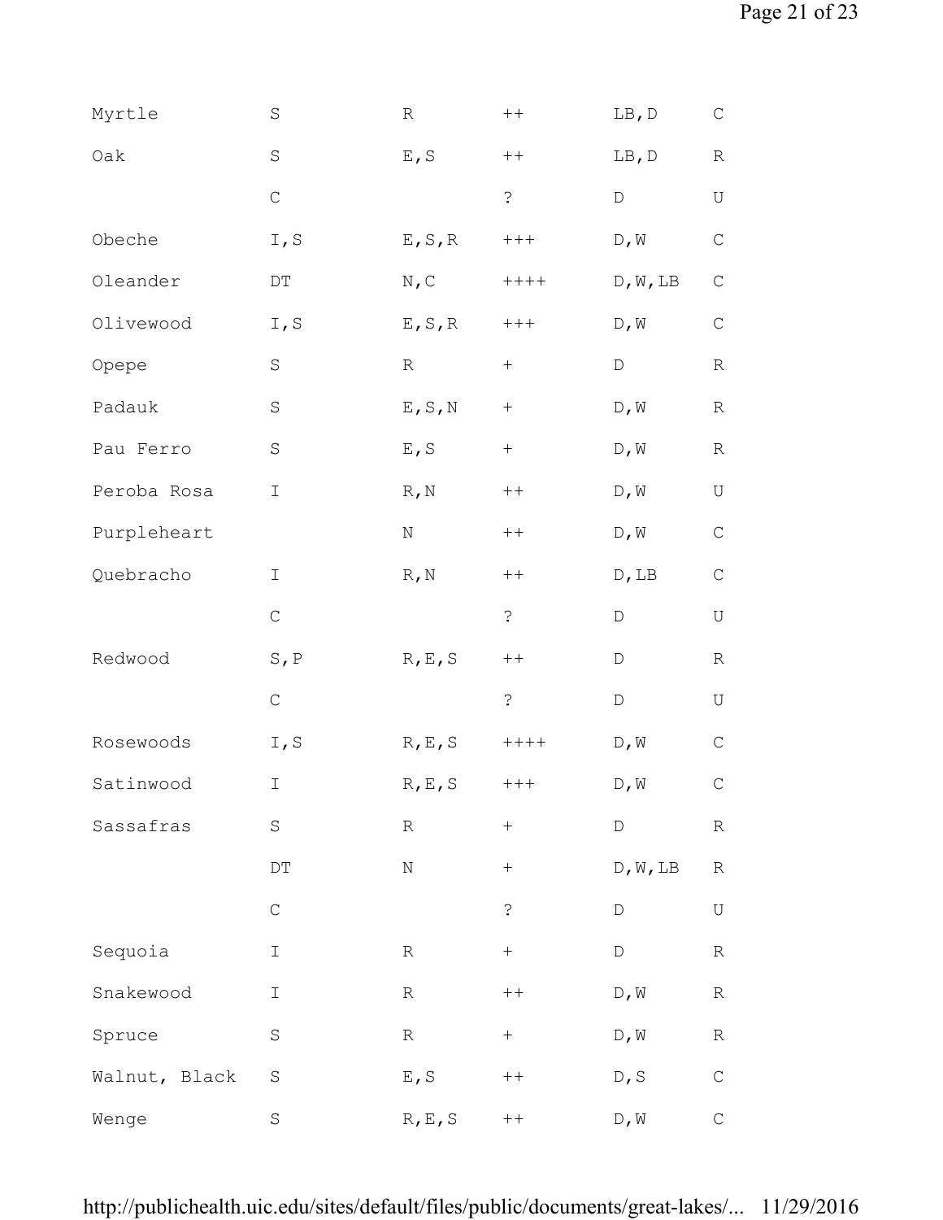| | | | | | |
|---|---|---|---|---|---|
| Myrtle | S | R | ++ | LB,D | C |
| Oak | S | E,S | ++ | LB,D | R |
| | C | | ? | D | U |
| Obeche | I,S | E,S,R | +++ | D,W | C |
| Oleander | DT | N,C | ++++ | D,W,LB | C |
| Olivewood | I,S | E,S,R | +++ | D,W | C |
| Opepe | S | R | + | D | R |
| Padauk | S | E,S,N | + | D,W | R |
| Pau Ferro | S | E,S | + | D,W | R |
| Peroba Rosa | I | R,N | ++ | D,W | U |
| Purpleheart | | N | ++ | D,W | C |
| Quebracho | I | R,N | ++ | D,LB | C |
| | C | | ? | D | U |
| Redwood | S,P | R,E,S | ++ | D | R |
| | C | | ? | D | U |
| Rosewoods | I,S | R,E,S | ++++ | D,W | C |
| Satinwood | I | R,E,S | +++ | D,W | C |
| Sassafras | S | R | + | D | R |
| | DT | N | + | D,W,LB | R |
| | C | | ? | D | U |
| Sequoia | I | R | + | D | R |
| Snakewood | I | R | ++ | D,W | R |
| Spruce | S | R | + | D,W | R |
| Walnut, Black | S | E,S | ++ | D,S | C |
| Wenge | S | R,E,S | ++ | D,W | C |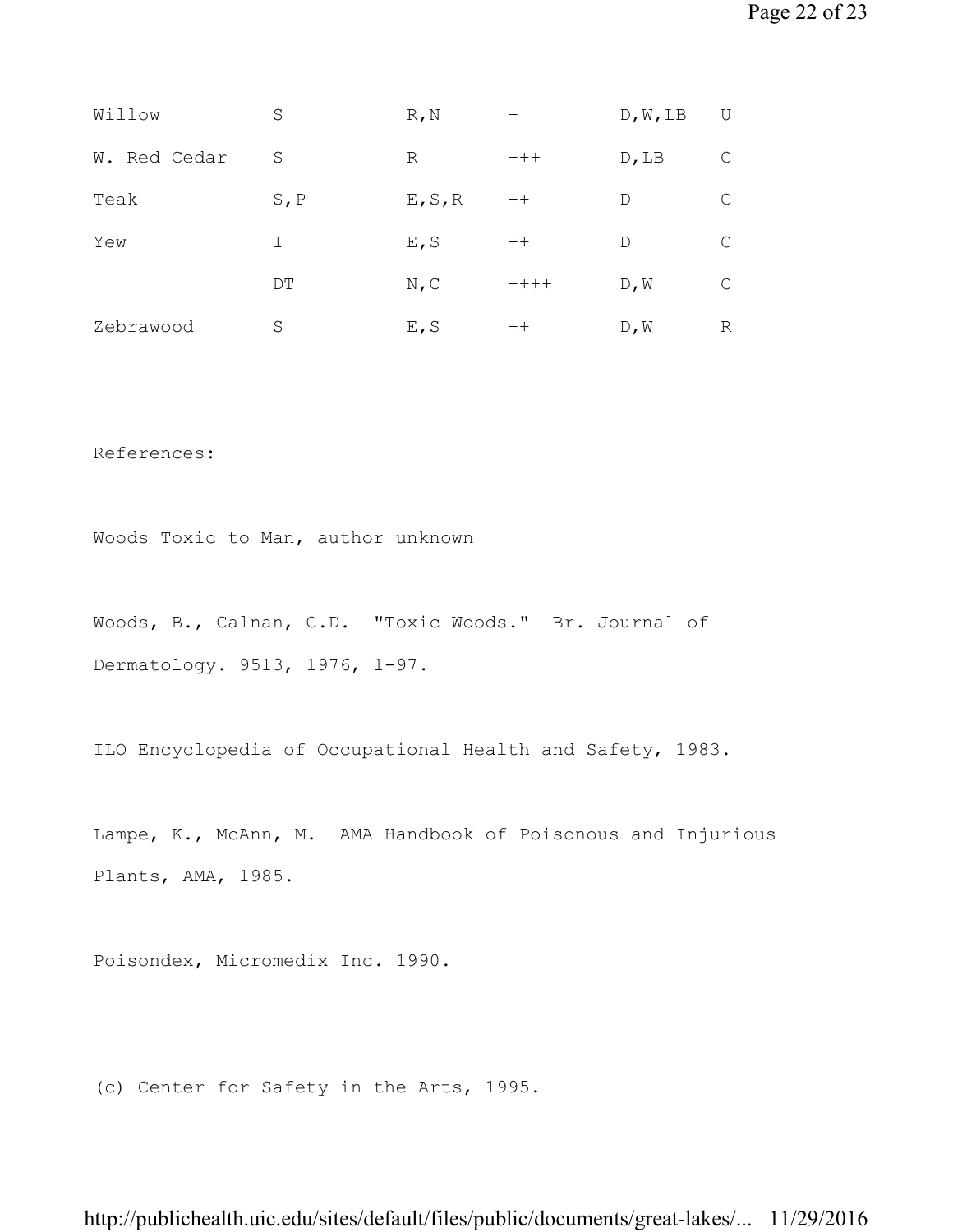| | | | | | |
|---|---|---|---|---|---|
| Willow | S | R,N | + | D,W,LB | U |
| W. Red Cedar | S | R | +++ | D,LB | C |
| Teak | S,P | E,S,R | ++ | D | C |
| Yew | I | E,S | ++ | D | C |
| | DT | N,C | ++++ | D,W | C |
| Zebrawood | S | E,S | ++ | D,W | R |

References:

Woods Toxic to Man, author unknown

Woods, B., Calnan, C.D. "Toxic Woods." Br. Journal of Dermatology. 9513, 1976, 1-97.

ILO Encyclopedia of Occupational Health and Safety, 1983.

Lampe, K., McAnn, M. AMA Handbook of Poisonous and Injurious Plants, AMA, 1985.

Poisondex, Micromedix Inc. 1990.

(c) Center for Safety in the Arts, 1995.